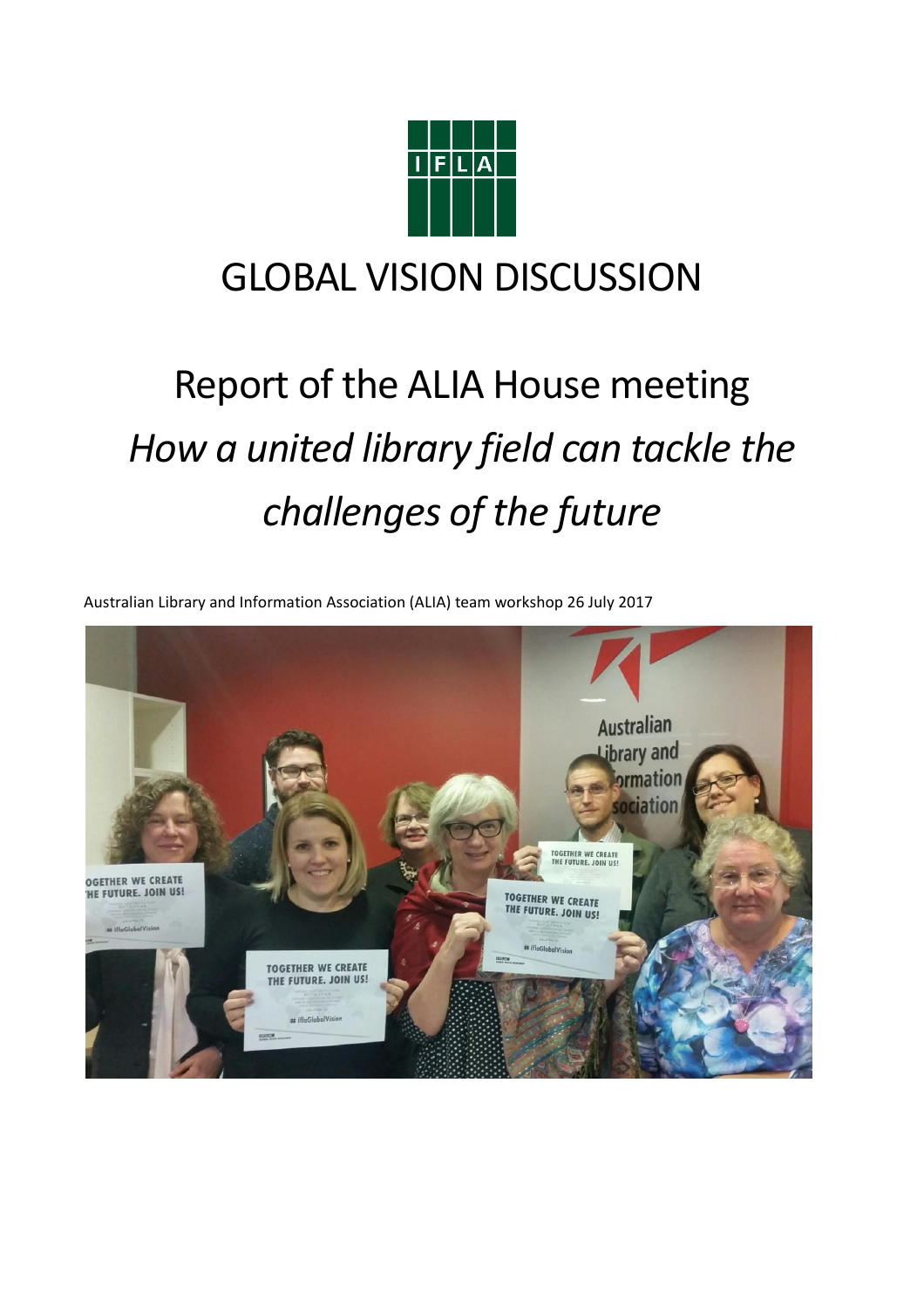# GLOBAL VISION DISCUSSION

# Report of the ALIA House meeting *How a united library field can tackle the challenges of the future*

Australian Library and Information Association (ALIA) team workshop 26 July 2017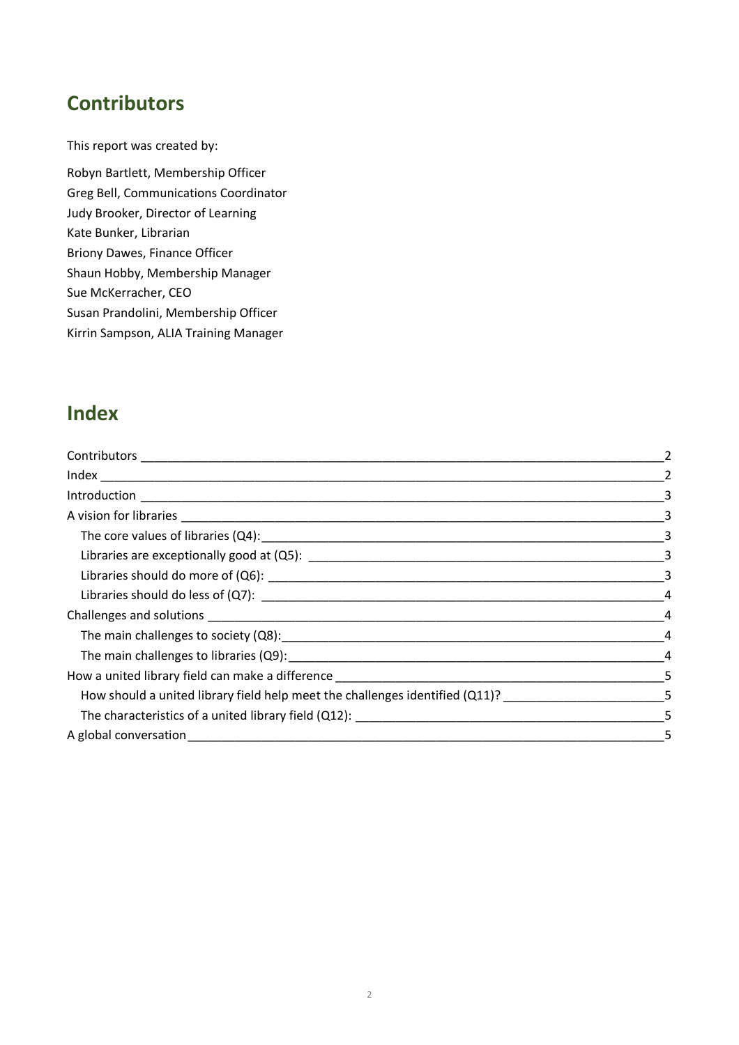## Contributors

This report was created by:

Robyn Bartlett, Membership Officer
Greg Bell, Communications Coordinator
Judy Brooker, Director of Learning
Kate Bunker, Librarian
Briony Dawes, Finance Officer
Shaun Hobby, Membership Manager
Sue McKerracher, CEO
Susan Prandolini, Membership Officer
Kirrin Sampson, ALIA Training Manager

## Index

- Contributors ____ 2
- Index ____ 2
- Introduction ____ 3
- A vision for libraries ____ 3
  - The core values of libraries (Q4): ____ 3
  - Libraries are exceptionally good at (Q5): ____ 3
  - Libraries should do more of (Q6): ____ 3
  - Libraries should do less of (Q7): ____ 4
- Challenges and solutions ____ 4
  - The main challenges to society (Q8): ____ 4
  - The main challenges to libraries (Q9): ____ 4
- How a united library field can make a difference ____ 5
  - How should a united library field help meet the challenges identified (Q11)? ____ 5
  - The characteristics of a united library field (Q12): ____ 5
- A global conversation ____ 5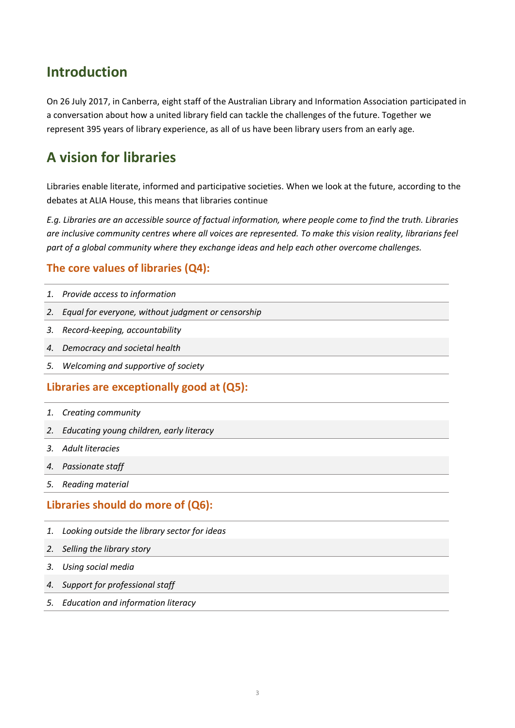## Introduction

On 26 July 2017, in Canberra, eight staff of the Australian Library and Information Association participated in a conversation about how a united library field can tackle the challenges of the future. Together we represent 395 years of library experience, as all of us have been library users from an early age.

## A vision for libraries

Libraries enable literate, informed and participative societies. When we look at the future, according to the debates at ALIA House, this means that libraries continue

*E.g. Libraries are an accessible source of factual information, where people come to find the truth. Libraries are inclusive community centres where all voices are represented. To make this vision reality, librarians feel part of a global community where they exchange ideas and help each other overcome challenges.*

### The core values of libraries (Q4):

1. *Provide access to information*
2. *Equal for everyone, without judgment or censorship*
3. *Record-keeping, accountability*
4. *Democracy and societal health*
5. *Welcoming and supportive of society*

### Libraries are exceptionally good at (Q5):

1. *Creating community*
2. *Educating young children, early literacy*
3. *Adult literacies*
4. *Passionate staff*
5. *Reading material*

### Libraries should do more of (Q6):

1. *Looking outside the library sector for ideas*
2. *Selling the library story*
3. *Using social media*
4. *Support for professional staff*
5. *Education and information literacy*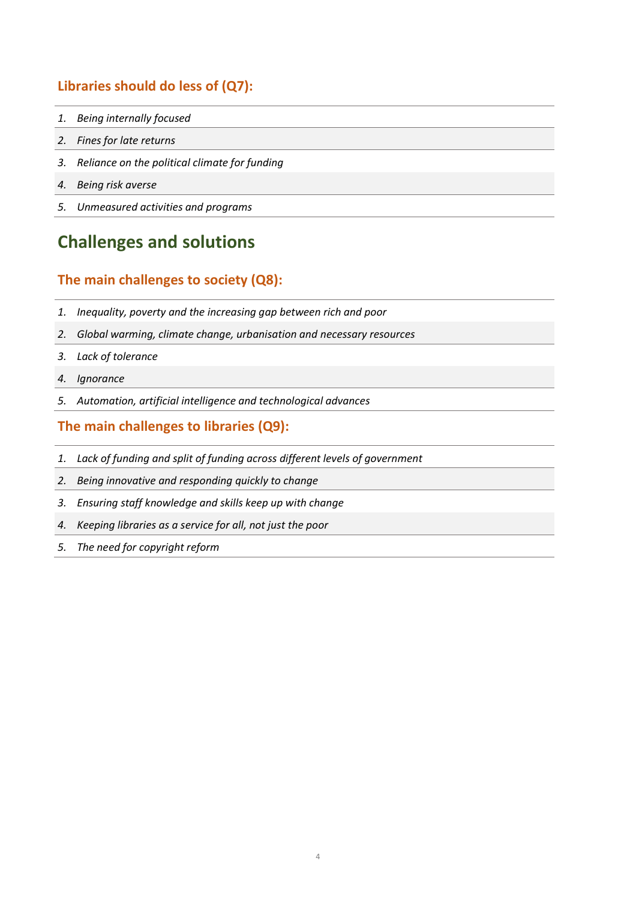### Libraries should do less of (Q7):

1. *Being internally focused*
2. *Fines for late returns*
3. *Reliance on the political climate for funding*
4. *Being risk averse*
5. *Unmeasured activities and programs*

## Challenges and solutions

### The main challenges to society (Q8):

1. *Inequality, poverty and the increasing gap between rich and poor*
2. *Global warming, climate change, urbanisation and necessary resources*
3. *Lack of tolerance*
4. *Ignorance*
5. *Automation, artificial intelligence and technological advances*

### The main challenges to libraries (Q9):

1. *Lack of funding and split of funding across different levels of government*
2. *Being innovative and responding quickly to change*
3. *Ensuring staff knowledge and skills keep up with change*
4. *Keeping libraries as a service for all, not just the poor*
5. *The need for copyright reform*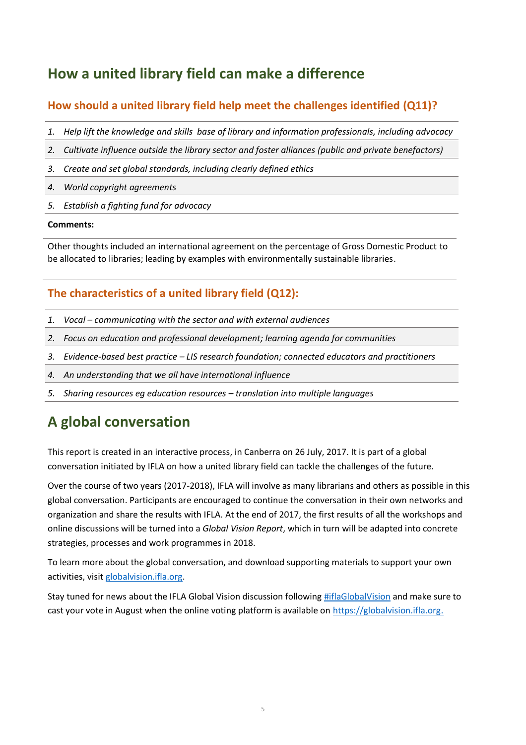## How a united library field can make a difference

### How should a united library field help meet the challenges identified (Q11)?

1. *Help lift the knowledge and skills base of library and information professionals, including advocacy*
2. *Cultivate influence outside the library sector and foster alliances (public and private benefactors)*
3. *Create and set global standards, including clearly defined ethics*
4. *World copyright agreements*
5. *Establish a fighting fund for advocacy*

**Comments:**

Other thoughts included an international agreement on the percentage of Gross Domestic Product to be allocated to libraries; leading by examples with environmentally sustainable libraries.

### The characteristics of a united library field (Q12):

1. *Vocal – communicating with the sector and with external audiences*
2. *Focus on education and professional development; learning agenda for communities*
3. *Evidence-based best practice – LIS research foundation; connected educators and practitioners*
4. *An understanding that we all have international influence*
5. *Sharing resources eg education resources – translation into multiple languages*

## A global conversation

This report is created in an interactive process, in Canberra on 26 July, 2017. It is part of a global conversation initiated by IFLA on how a united library field can tackle the challenges of the future.

Over the course of two years (2017-2018), IFLA will involve as many librarians and others as possible in this global conversation. Participants are encouraged to continue the conversation in their own networks and organization and share the results with IFLA. At the end of 2017, the first results of all the workshops and online discussions will be turned into a *Global Vision Report*, which in turn will be adapted into concrete strategies, processes and work programmes in 2018.

To learn more about the global conversation, and download supporting materials to support your own activities, visit globalvision.ifla.org.

Stay tuned for news about the IFLA Global Vision discussion following #iflaGlobalVision and make sure to cast your vote in August when the online voting platform is available on https://globalvision.ifla.org.